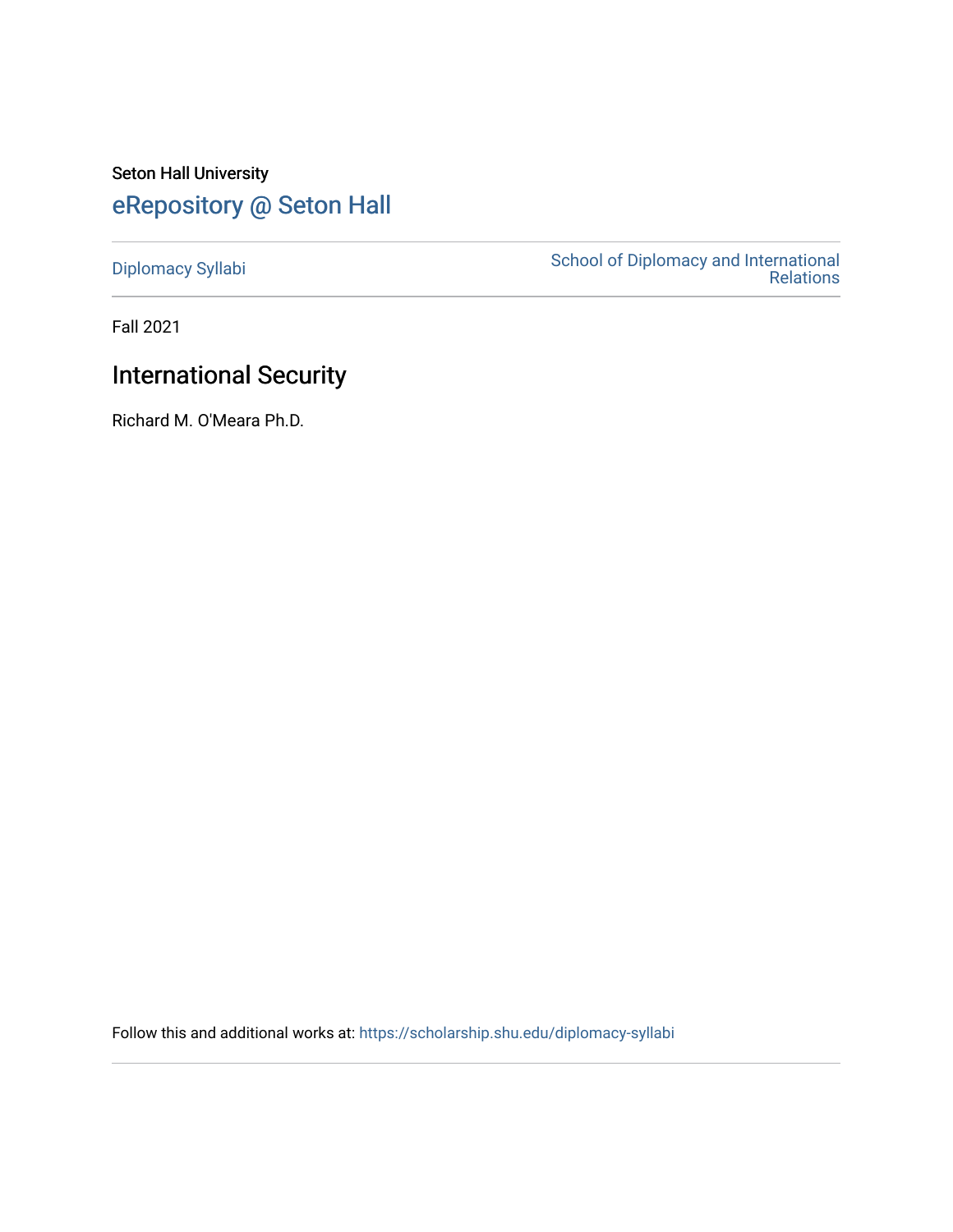Seton Hall University

# eRepository @ Seton Hall

Diplomacy Syllabi

School of Diplomacy and International Relations

Fall 2021

## International Security

Richard M. O'Meara Ph.D.

Follow this and additional works at: https://scholarship.shu.edu/diplomacy-syllabi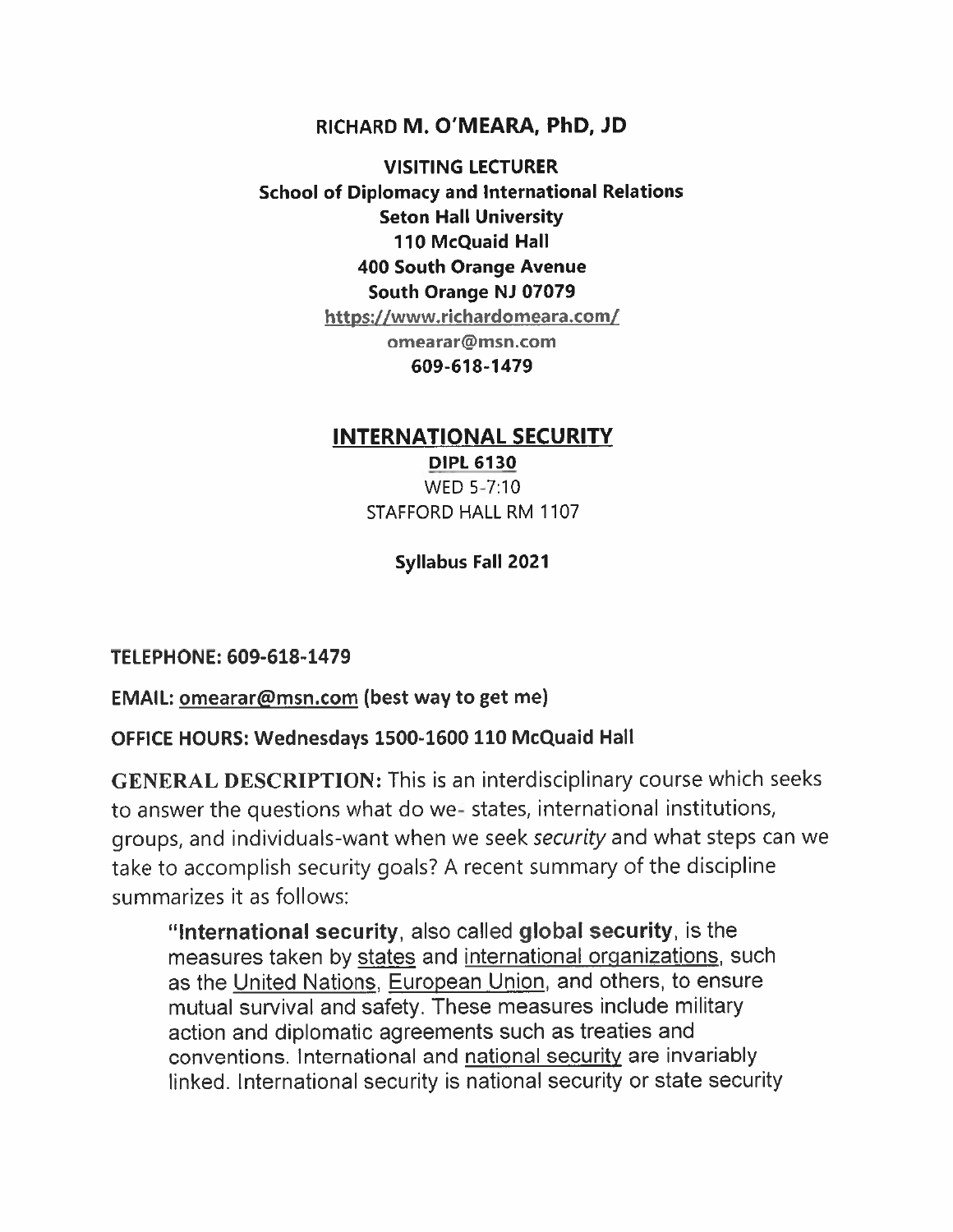**RICHARD M. O'MEARA, PhD, JD**

**VISITING LECTURER**
**School of Diplomacy and International Relations**
**Seton Hall University**
**110 McQuaid Hall**
**400 South Orange Avenue**
**South Orange NJ 07079**
**https://www.richardomeara.com/**
**omearar@msn.com**
**609-618-1479**

## INTERNATIONAL SECURITY

**DIPL 6130**
WED 5-7:10
STAFFORD HALL RM 1107

**Syllabus Fall 2021**

**TELEPHONE: 609-618-1479**

**EMAIL: omearar@msn.com (best way to get me)**

**OFFICE HOURS: Wednesdays 1500-1600 110 McQuaid Hall**

**GENERAL DESCRIPTION:** This is an interdisciplinary course which seeks to answer the questions what do we- states, international institutions, groups, and individuals-want when we seek *security* and what steps can we take to accomplish security goals? A recent summary of the discipline summarizes it as follows:

> "**International security**, also called **global security**, is the measures taken by states and international organizations, such as the United Nations, European Union, and others, to ensure mutual survival and safety. These measures include military action and diplomatic agreements such as treaties and conventions. International and national security are invariably linked. International security is national security or state security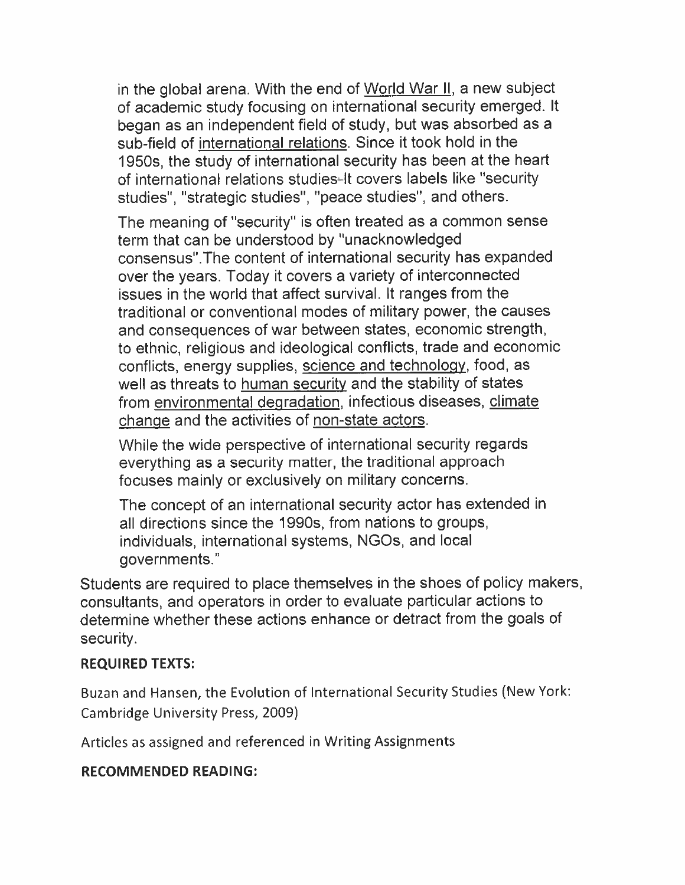in the global arena. With the end of World War II, a new subject of academic study focusing on international security emerged. It began as an independent field of study, but was absorbed as a sub-field of international relations. Since it took hold in the 1950s, the study of international security has been at the heart of international relations studies-It covers labels like "security studies", "strategic studies", "peace studies", and others.

The meaning of "security" is often treated as a common sense term that can be understood by "unacknowledged consensus".The content of international security has expanded over the years. Today it covers a variety of interconnected issues in the world that affect survival. It ranges from the traditional or conventional modes of military power, the causes and consequences of war between states, economic strength, to ethnic, religious and ideological conflicts, trade and economic conflicts, energy supplies, science and technology, food, as well as threats to human security and the stability of states from environmental degradation, infectious diseases, climate change and the activities of non-state actors.

While the wide perspective of international security regards everything as a security matter, the traditional approach focuses mainly or exclusively on military concerns.

The concept of an international security actor has extended in all directions since the 1990s, from nations to groups, individuals, international systems, NGOs, and local governments."

Students are required to place themselves in the shoes of policy makers, consultants, and operators in order to evaluate particular actions to determine whether these actions enhance or detract from the goals of security.

**REQUIRED TEXTS:**

Buzan and Hansen, the Evolution of International Security Studies (New York: Cambridge University Press, 2009)

Articles as assigned and referenced in Writing Assignments

**RECOMMENDED READING:**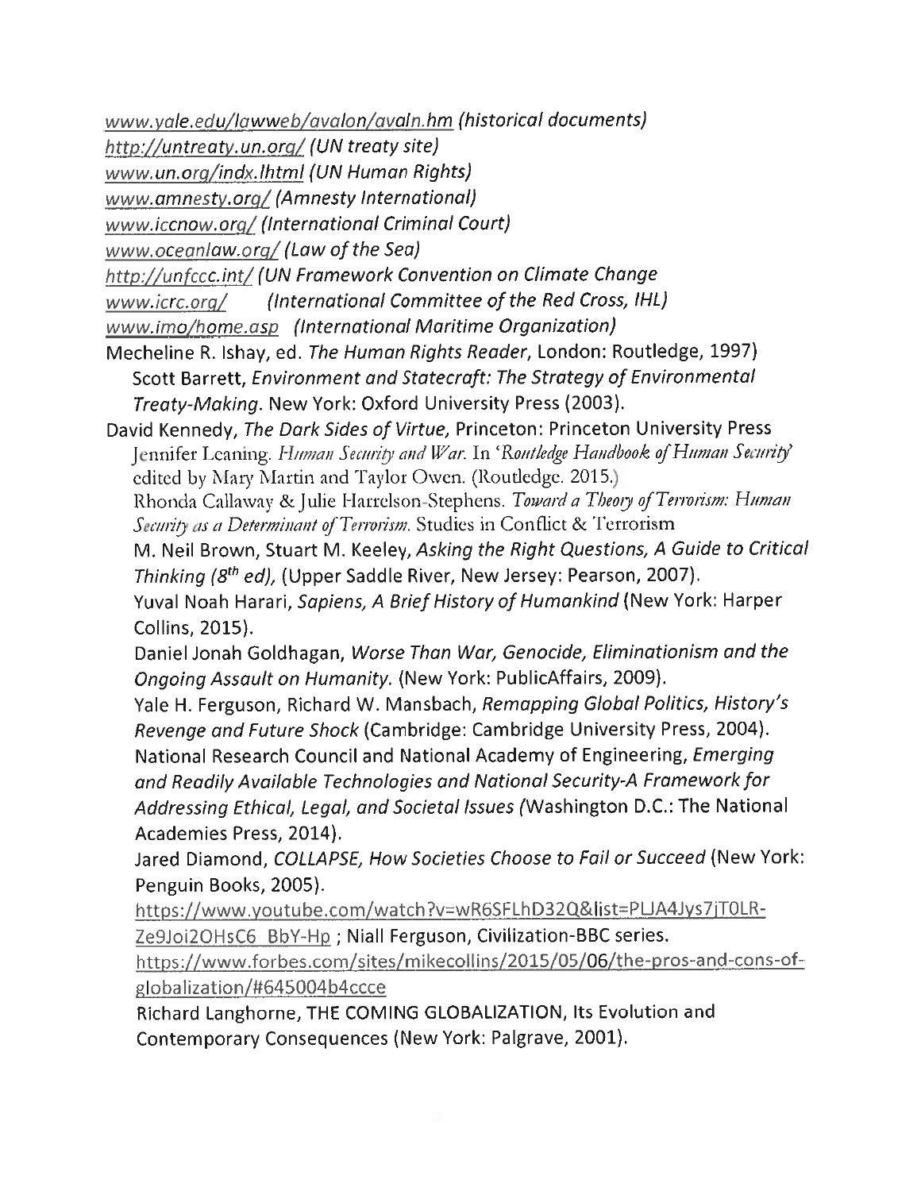*www.yale.edu/lawweb/avalon/avaln.hm (historical documents)*
*http://untreaty.un.org/ (UN treaty site)*
*www.un.org/indx.lhtml (UN Human Rights)*
*www.amnesty.org/ (Amnesty International)*
*www.iccnow.org/ (International Criminal Court)*
*www.oceanlaw.org/ (Law of the Sea)*
*http://unfccc.int/ (UN Framework Convention on Climate Change*
*www.icrc.org/ (International Committee of the Red Cross, IHL)*
*www.imo/home.asp (International Maritime Organization)*

Mecheline R. Ishay, ed. *The Human Rights Reader*, London: Routledge, 1997)

Scott Barrett, *Environment and Statecraft: The Strategy of Environmental Treaty-Making*. New York: Oxford University Press (2003).

David Kennedy, *The Dark Sides of Virtue*, Princeton: Princeton University Press

Jennifer Leaning. *Human Security and War*. In '*Routledge Handbook of Human Security*' edited by Mary Martin and Taylor Owen. (Routledge. 2015.)

Rhonda Callaway & Julie Harrelson-Stephens. *Toward a Theory of Terrorism: Human Security as a Determinant of Terrorism*. Studies in Conflict & Terrorism

M. Neil Brown, Stuart M. Keeley, *Asking the Right Questions, A Guide to Critical Thinking (8th ed)*, (Upper Saddle River, New Jersey: Pearson, 2007).

Yuval Noah Harari, *Sapiens, A Brief History of Humankind* (New York: Harper Collins, 2015).

Daniel Jonah Goldhagan, *Worse Than War, Genocide, Eliminationism and the Ongoing Assault on Humanity*. (New York: PublicAffairs, 2009).

Yale H. Ferguson, Richard W. Mansbach, *Remapping Global Politics, History's Revenge and Future Shock* (Cambridge: Cambridge University Press, 2004).

National Research Council and National Academy of Engineering, *Emerging and Readily Available Technologies and National Security-A Framework for Addressing Ethical, Legal, and Societal Issues* (Washington D.C.: The National Academies Press, 2014).

Jared Diamond, *COLLAPSE, How Societies Choose to Fail or Succeed* (New York: Penguin Books, 2005).

https://www.youtube.com/watch?v=wR6SFLhD32Q&list=PLJA4Jys7jT0LR-Ze9Joi2OHsC6_BbY-Hp ; Niall Ferguson, Civilization-BBC series.

https://www.forbes.com/sites/mikecollins/2015/05/06/the-pros-and-cons-of-globalization/#645004b4ccce

Richard Langhorne, THE COMING GLOBALIZATION, Its Evolution and Contemporary Consequences (New York: Palgrave, 2001).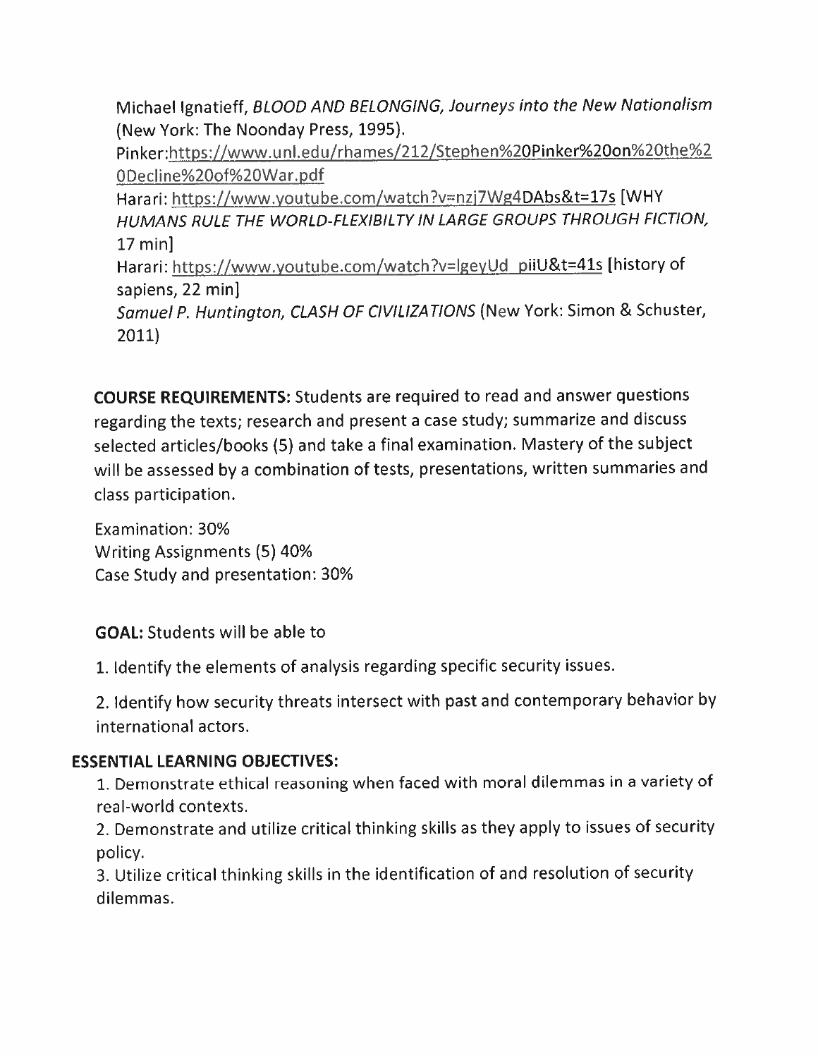Michael Ignatieff, *BLOOD AND BELONGING, Journeys into the New Nationalism* (New York: The Noonday Press, 1995).

Pinker:https://www.unl.edu/rhames/212/Stephen%20Pinker%20on%20the%20Decline%20of%20War.pdf

Harari: https://www.youtube.com/watch?v=nzj7Wg4DAbs&t=17s [WHY *HUMANS RULE THE WORLD-FLEXIBILTY IN LARGE GROUPS THROUGH FICTION*, 17 min]

Harari: https://www.youtube.com/watch?v=lgeyUd_piiU&t=41s [history of sapiens, 22 min]

*Samuel P. Huntington, CLASH OF CIVILIZATIONS* (New York: Simon & Schuster, 2011)

**COURSE REQUIREMENTS:** Students are required to read and answer questions regarding the texts; research and present a case study; summarize and discuss selected articles/books (5) and take a final examination. Mastery of the subject will be assessed by a combination of tests, presentations, written summaries and class participation.

Examination: 30%
Writing Assignments (5) 40%
Case Study and presentation: 30%

**GOAL:** Students will be able to

1. Identify the elements of analysis regarding specific security issues.

2. Identify how security threats intersect with past and contemporary behavior by international actors.

**ESSENTIAL LEARNING OBJECTIVES:**

1. Demonstrate ethical reasoning when faced with moral dilemmas in a variety of real-world contexts.
2. Demonstrate and utilize critical thinking skills as they apply to issues of security policy.
3. Utilize critical thinking skills in the identification of and resolution of security dilemmas.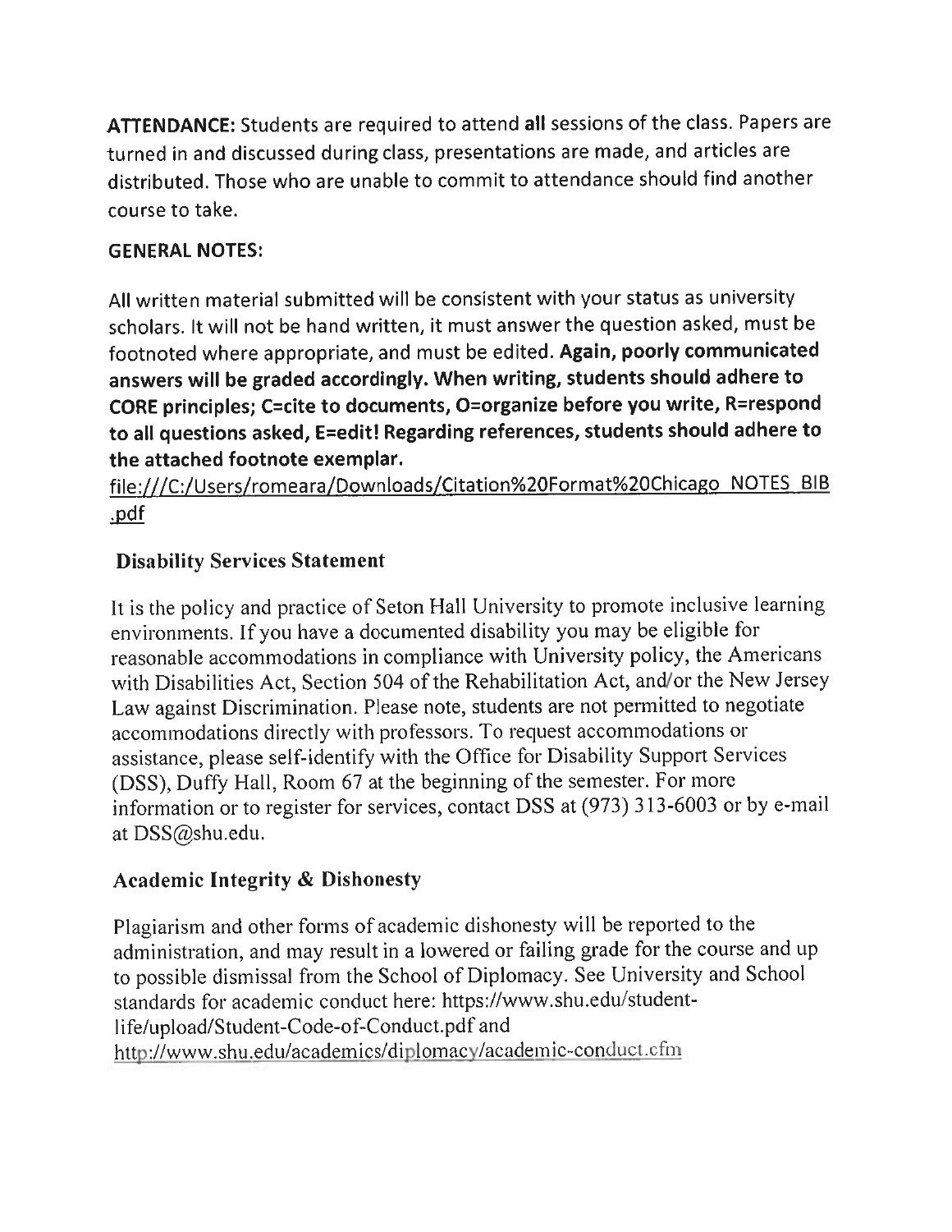**ATTENDANCE:** Students are required to attend **all** sessions of the class. Papers are turned in and discussed during class, presentations are made, and articles are distributed. Those who are unable to commit to attendance should find another course to take.

**GENERAL NOTES:**

All written material submitted will be consistent with your status as university scholars. It will not be hand written, it must answer the question asked, must be footnoted where appropriate, and must be edited. **Again, poorly communicated answers will be graded accordingly. When writing, students should adhere to CORE principles; C=cite to documents, O=organize before you write, R=respond to all questions asked, E=edit! Regarding references, students should adhere to the attached footnote exemplar.**
file:///C:/Users/romeara/Downloads/Citation%20Format%20Chicago_NOTES_BIB.pdf

## Disability Services Statement

It is the policy and practice of Seton Hall University to promote inclusive learning environments. If you have a documented disability you may be eligible for reasonable accommodations in compliance with University policy, the Americans with Disabilities Act, Section 504 of the Rehabilitation Act, and/or the New Jersey Law against Discrimination. Please note, students are not permitted to negotiate accommodations directly with professors. To request accommodations or assistance, please self-identify with the Office for Disability Support Services (DSS), Duffy Hall, Room 67 at the beginning of the semester. For more information or to register for services, contact DSS at (973) 313-6003 or by e-mail at DSS@shu.edu.

## Academic Integrity & Dishonesty

Plagiarism and other forms of academic dishonesty will be reported to the administration, and may result in a lowered or failing grade for the course and up to possible dismissal from the School of Diplomacy. See University and School standards for academic conduct here: https://www.shu.edu/student-life/upload/Student-Code-of-Conduct.pdf and http://www.shu.edu/academics/diplomacy/academic-conduct.cfm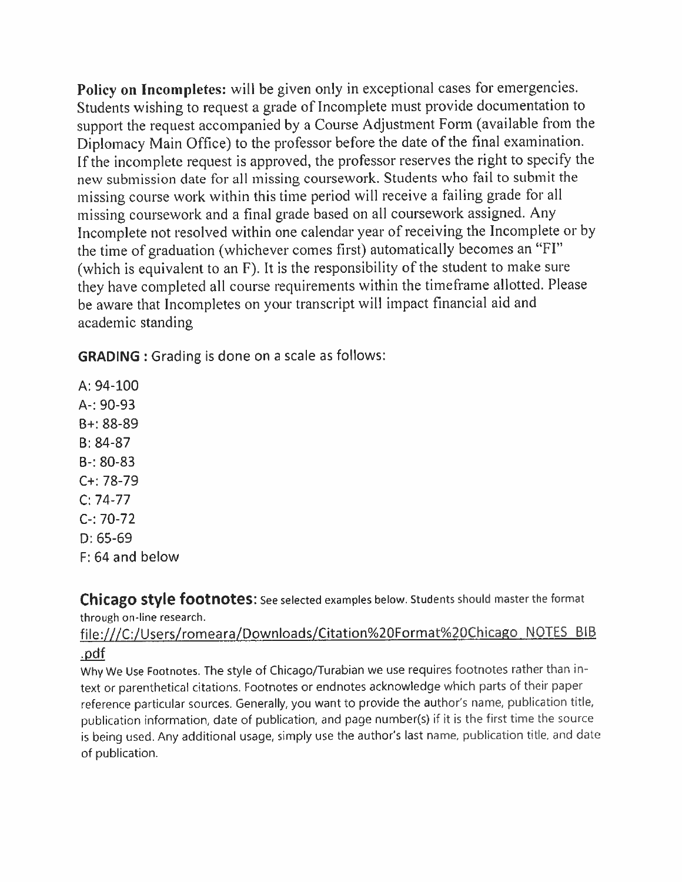**Policy on Incompletes:** will be given only in exceptional cases for emergencies. Students wishing to request a grade of Incomplete must provide documentation to support the request accompanied by a Course Adjustment Form (available from the Diplomacy Main Office) to the professor before the date of the final examination. If the incomplete request is approved, the professor reserves the right to specify the new submission date for all missing coursework. Students who fail to submit the missing course work within this time period will receive a failing grade for all missing coursework and a final grade based on all coursework assigned. Any Incomplete not resolved within one calendar year of receiving the Incomplete or by the time of graduation (whichever comes first) automatically becomes an "FI" (which is equivalent to an F). It is the responsibility of the student to make sure they have completed all course requirements within the timeframe allotted. Please be aware that Incompletes on your transcript will impact financial aid and academic standing

**GRADING** : Grading is done on a scale as follows:

A: 94-100
A-: 90-93
B+: 88-89
B: 84-87
B-: 80-83
C+: 78-79
C: 74-77
C-: 70-72
D: 65-69
F: 64 and below

## Chicago style footnotes: See selected examples below. Students should master the format through on-line research.

file:///C:/Users/romeara/Downloads/Citation%20Format%20Chicago_NOTES_BIB.pdf

Why We Use Footnotes. The style of Chicago/Turabian we use requires footnotes rather than in-text or parenthetical citations. Footnotes or endnotes acknowledge which parts of their paper reference particular sources. Generally, you want to provide the author's name, publication title, publication information, date of publication, and page number(s) if it is the first time the source is being used. Any additional usage, simply use the author's last name, publication title, and date of publication.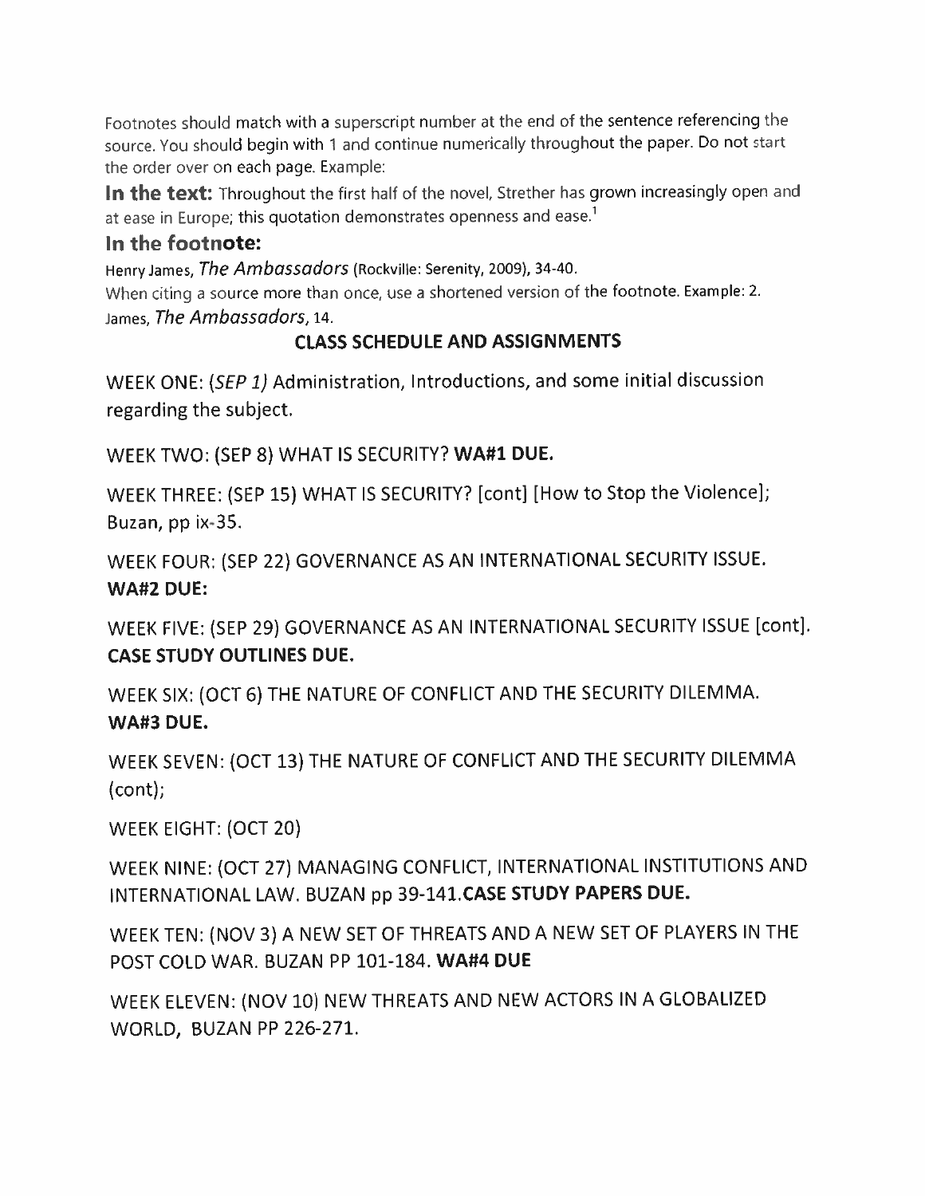Footnotes should match with a superscript number at the end of the sentence referencing the source. You should begin with 1 and continue numerically throughout the paper. Do not start the order over on each page. Example:

**In the text:** Throughout the first half of the novel, Strether has grown increasingly open and at ease in Europe; this quotation demonstrates openness and ease.[1]

**In the footnote:**

Henry James, *The Ambassadors* (Rockville: Serenity, 2009), 34-40.

When citing a source more than once, use a shortened version of the footnote. Example: 2. James, *The Ambassadors*, 14.

## CLASS SCHEDULE AND ASSIGNMENTS

WEEK ONE: (*SEP 1)* Administration, Introductions, and some initial discussion regarding the subject.

WEEK TWO: (SEP 8) WHAT IS SECURITY? **WA#1 DUE.**

WEEK THREE: (SEP 15) WHAT IS SECURITY? [cont] [How to Stop the Violence]; Buzan, pp ix-35.

WEEK FOUR: (SEP 22) GOVERNANCE AS AN INTERNATIONAL SECURITY ISSUE. **WA#2 DUE:**

WEEK FIVE: (SEP 29) GOVERNANCE AS AN INTERNATIONAL SECURITY ISSUE [cont]. **CASE STUDY OUTLINES DUE.**

WEEK SIX: (OCT 6) THE NATURE OF CONFLICT AND THE SECURITY DILEMMA. **WA#3 DUE.**

WEEK SEVEN: (OCT 13) THE NATURE OF CONFLICT AND THE SECURITY DILEMMA (cont);

WEEK EIGHT: (OCT 20)

WEEK NINE: (OCT 27) MANAGING CONFLICT, INTERNATIONAL INSTITUTIONS AND INTERNATIONAL LAW. BUZAN pp 39-141.**CASE STUDY PAPERS DUE.**

WEEK TEN: (NOV 3) A NEW SET OF THREATS AND A NEW SET OF PLAYERS IN THE POST COLD WAR. BUZAN PP 101-184. **WA#4 DUE**

WEEK ELEVEN: (NOV 10) NEW THREATS AND NEW ACTORS IN A GLOBALIZED WORLD, BUZAN PP 226-271.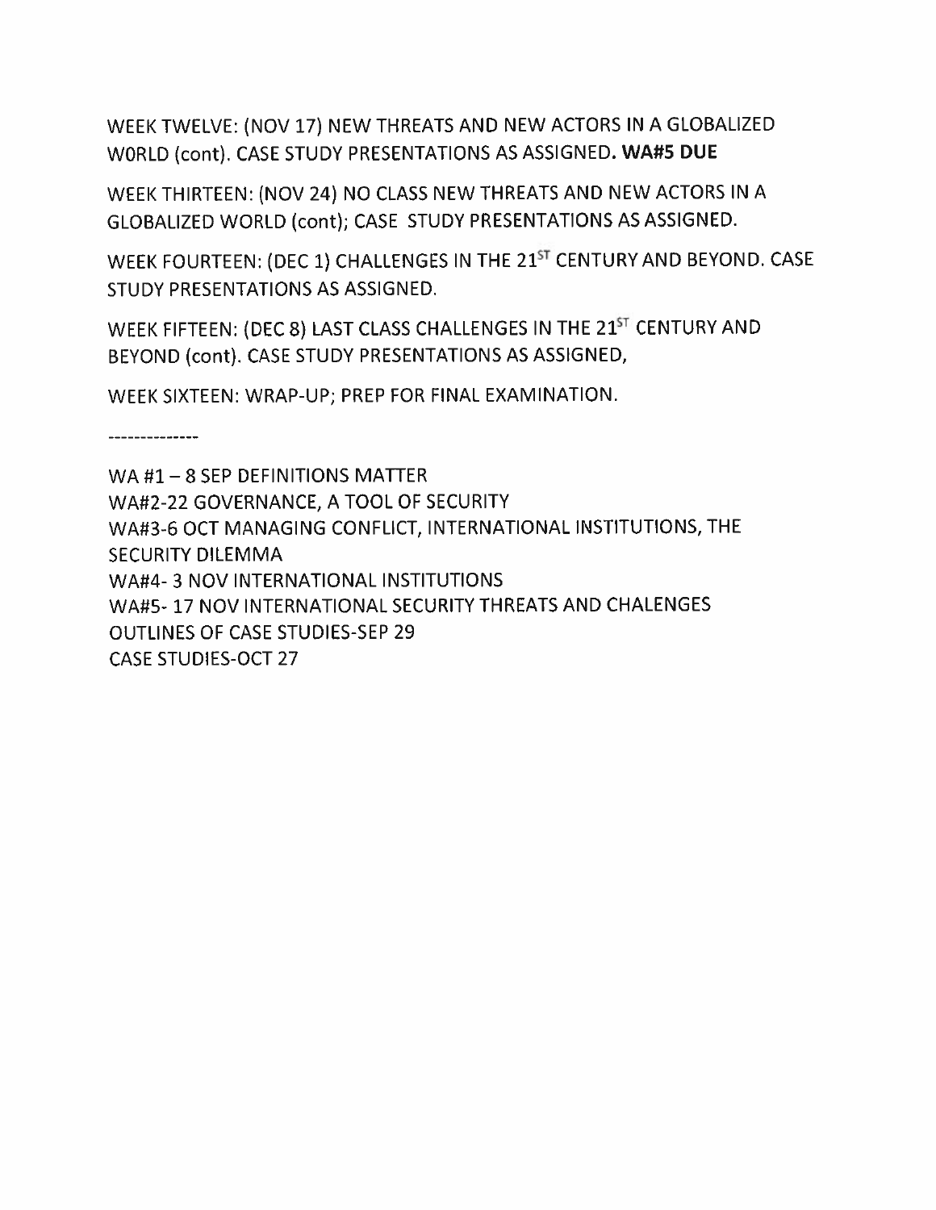WEEK TWELVE: (NOV 17) NEW THREATS AND NEW ACTORS IN A GLOBALIZED WORLD (cont). CASE STUDY PRESENTATIONS AS ASSIGNED**. WA#5 DUE**

WEEK THIRTEEN: (NOV 24) NO CLASS NEW THREATS AND NEW ACTORS IN A GLOBALIZED WORLD (cont); CASE STUDY PRESENTATIONS AS ASSIGNED.

WEEK FOURTEEN: (DEC 1) CHALLENGES IN THE 21ST CENTURY AND BEYOND. CASE STUDY PRESENTATIONS AS ASSIGNED.

WEEK FIFTEEN: (DEC 8) LAST CLASS CHALLENGES IN THE 21ST CENTURY AND BEYOND (cont). CASE STUDY PRESENTATIONS AS ASSIGNED,

WEEK SIXTEEN: WRAP-UP; PREP FOR FINAL EXAMINATION.

--------------

WA #1 – 8 SEP DEFINITIONS MATTER  
WA#2-22 GOVERNANCE, A TOOL OF SECURITY  
WA#3-6 OCT MANAGING CONFLICT, INTERNATIONAL INSTITUTIONS, THE SECURITY DILEMMA  
WA#4- 3 NOV INTERNATIONAL INSTITUTIONS  
WA#5- 17 NOV INTERNATIONAL SECURITY THREATS AND CHALENGES  
OUTLINES OF CASE STUDIES-SEP 29  
CASE STUDIES-OCT 27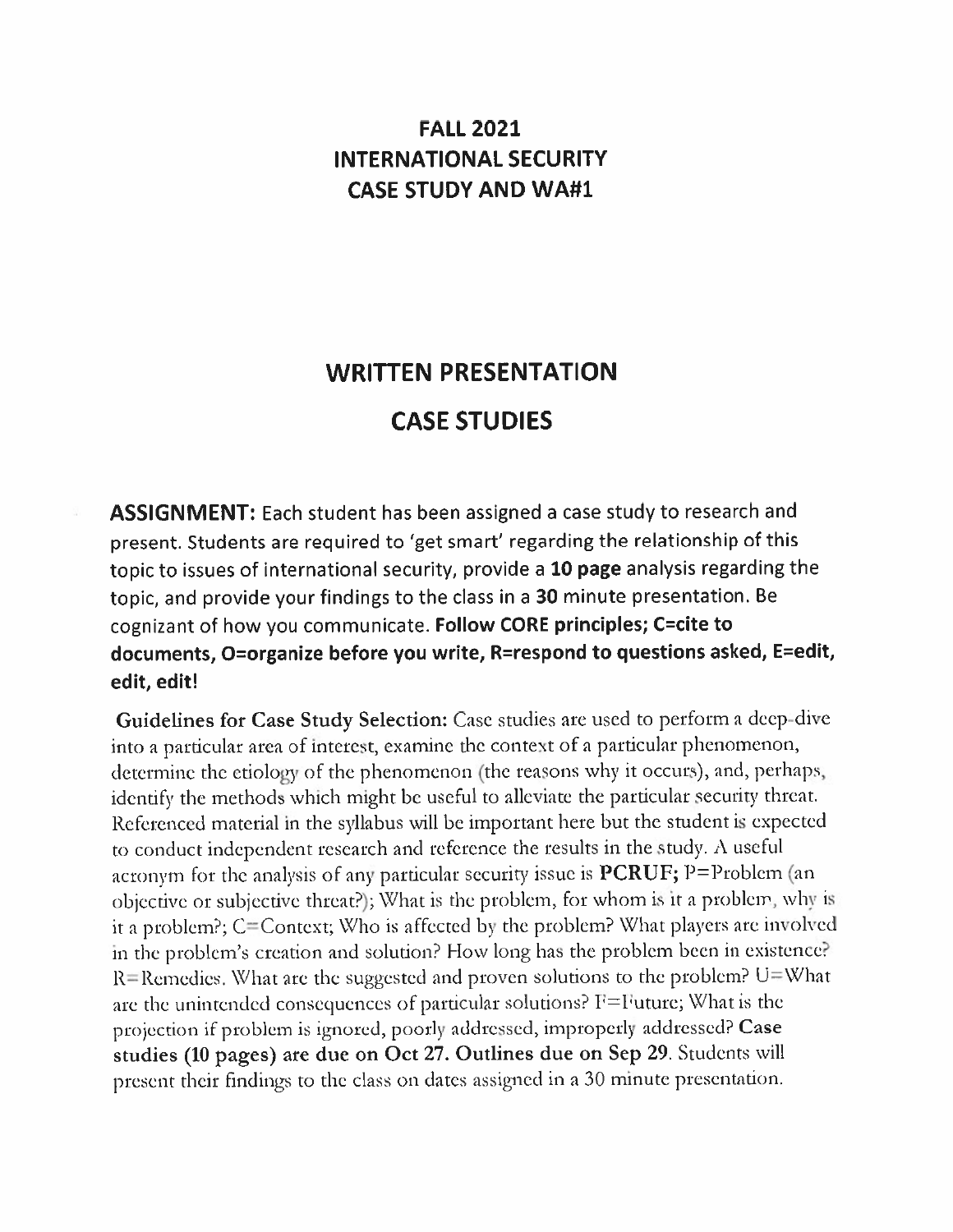# FALL 2021
# INTERNATIONAL SECURITY
# CASE STUDY AND WA#1

## WRITTEN PRESENTATION

## CASE STUDIES

**ASSIGNMENT:** Each student has been assigned a case study to research and present. Students are required to 'get smart' regarding the relationship of this topic to issues of international security, provide a **10 page** analysis regarding the topic, and provide your findings to the class in a **30** minute presentation. Be cognizant of how you communicate. **Follow CORE principles; C=cite to documents, O=organize before you write, R=respond to questions asked, E=edit, edit, edit!**

**Guidelines for Case Study Selection:** Case studies are used to perform a deep-dive into a particular area of interest, examine the context of a particular phenomenon, determine the etiology of the phenomenon (the reasons why it occurs), and, perhaps, identify the methods which might be useful to alleviate the particular security threat. Referenced material in the syllabus will be important here but the student is expected to conduct independent research and reference the results in the study. A useful acronym for the analysis of any particular security issue is **PCRUF;** P=Problem (an objective or subjective threat?); What is the problem, for whom is it a problem, why is it a problem?; C=Context; Who is affected by the problem? What players are involved in the problem's creation and solution? How long has the problem been in existence? R=Remedies. What are the suggested and proven solutions to the problem? U=What are the unintended consequences of particular solutions? F=Future; What is the projection if problem is ignored, poorly addressed, improperly addressed? **Case studies (10 pages) are due on Oct 27. Outlines due on Sep 29.** Students will present their findings to the class on dates assigned in a 30 minute presentation.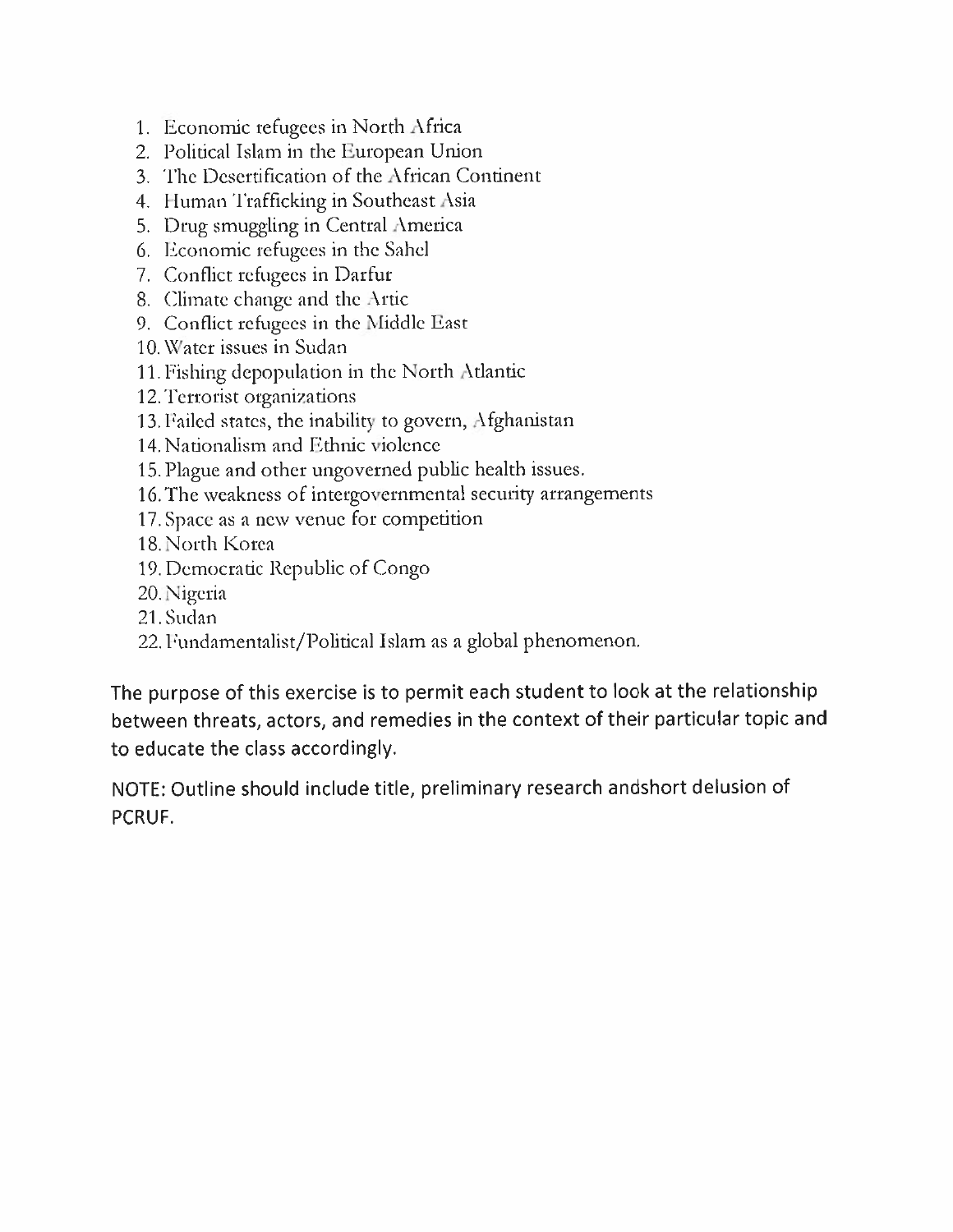1. Economic refugees in North Africa
2. Political Islam in the European Union
3. The Desertification of the African Continent
4. Human Trafficking in Southeast Asia
5. Drug smuggling in Central America
6. Economic refugees in the Sahel
7. Conflict refugees in Darfur
8. Climate change and the Artic
9. Conflict refugees in the Middle East
10. Water issues in Sudan
11. Fishing depopulation in the North Atlantic
12. Terrorist organizations
13. Failed states, the inability to govern, Afghanistan
14. Nationalism and Ethnic violence
15. Plague and other ungoverned public health issues.
16. The weakness of intergovernmental security arrangements
17. Space as a new venue for competition
18. North Korea
19. Democratic Republic of Congo
20. Nigeria
21. Sudan
22. Fundamentalist/Political Islam as a global phenomenon.

The purpose of this exercise is to permit each student to look at the relationship between threats, actors, and remedies in the context of their particular topic and to educate the class accordingly.

NOTE: Outline should include title, preliminary research andshort delusion of PCRUF.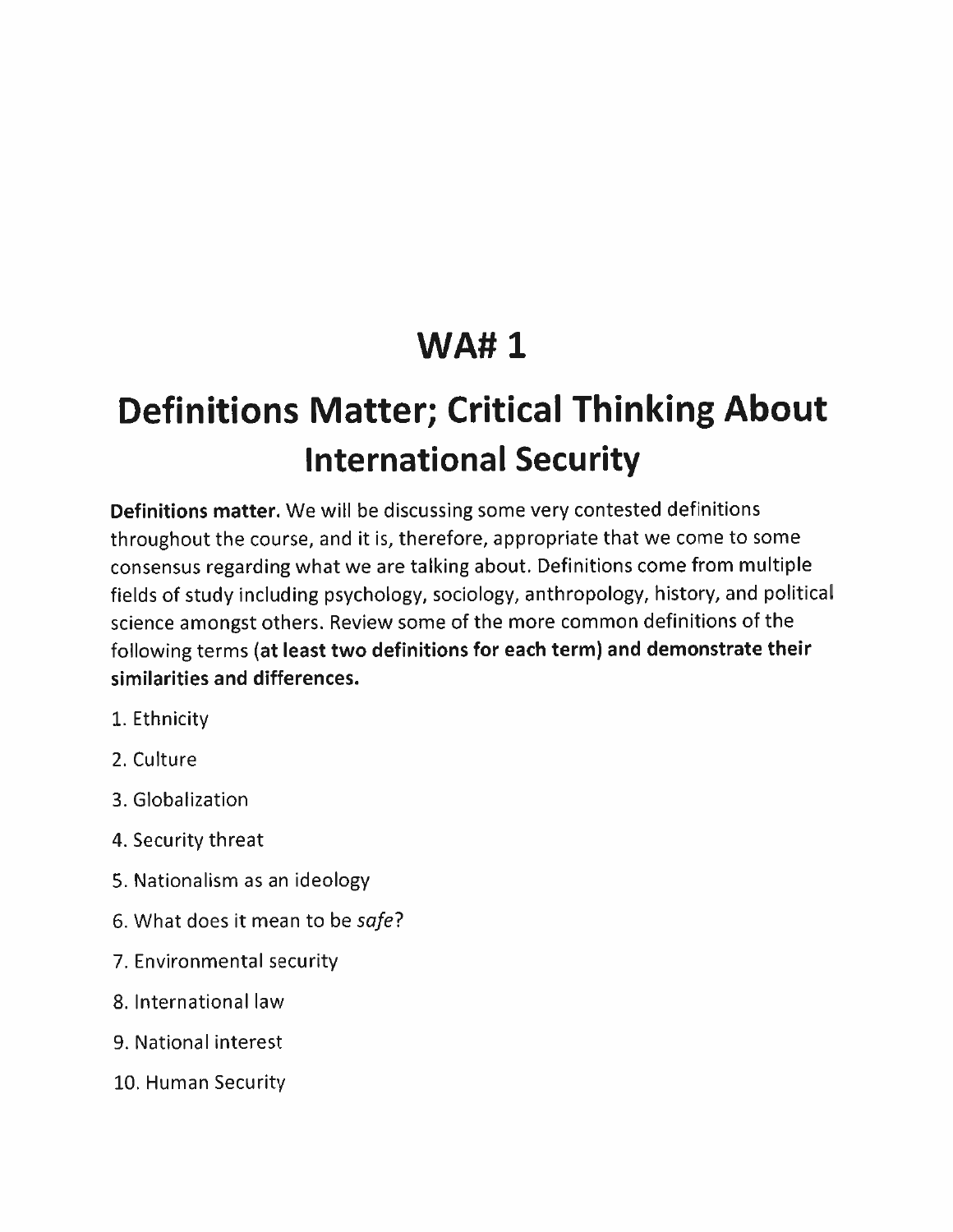# WA# 1

# Definitions Matter; Critical Thinking About International Security

**Definitions matter.** We will be discussing some very contested definitions throughout the course, and it is, therefore, appropriate that we come to some consensus regarding what we are talking about. Definitions come from multiple fields of study including psychology, sociology, anthropology, history, and political science amongst others. Review some of the more common definitions of the following terms **(at least two definitions for each term) and demonstrate their similarities and differences.**

1. Ethnicity
2. Culture
3. Globalization
4. Security threat
5. Nationalism as an ideology
6. What does it mean to be *safe*?
7. Environmental security
8. International law
9. National interest
10. Human Security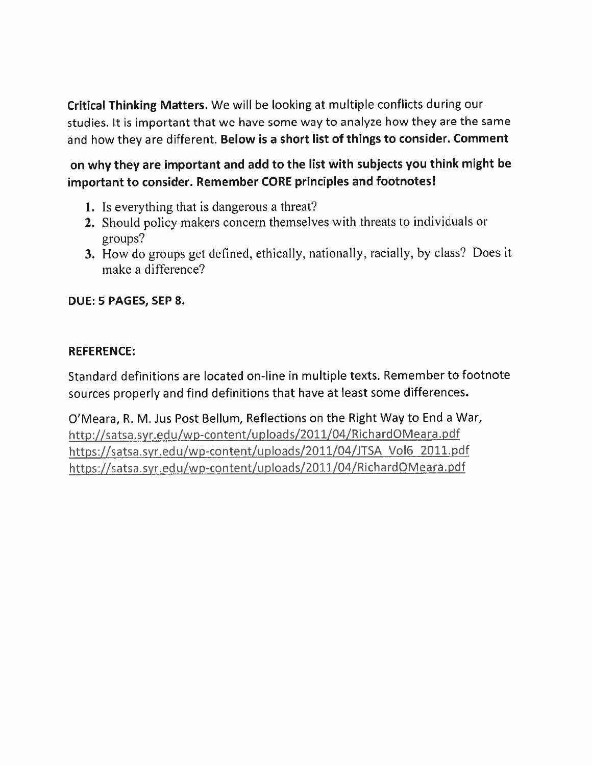**Critical Thinking Matters.** We will be looking at multiple conflicts during our studies. It is important that we have some way to analyze how they are the same and how they are different. **Below is a short list of things to consider. Comment on why they are important and add to the list with subjects you think might be important to consider. Remember CORE principles and footnotes!**

1. Is everything that is dangerous a threat?
2. Should policy makers concern themselves with threats to individuals or groups?
3. How do groups get defined, ethically, nationally, racially, by class? Does it make a difference?

**DUE: 5 PAGES, SEP 8.**

**REFERENCE:**

Standard definitions are located on-line in multiple texts. Remember to footnote sources properly and find definitions that have at least some differences.

O'Meara, R. M. Jus Post Bellum, Reflections on the Right Way to End a War,
http://satsa.syr.edu/wp-content/uploads/2011/04/RichardOMeara.pdf
https://satsa.syr.edu/wp-content/uploads/2011/04/JTSA_Vol6_2011.pdf
https://satsa.syr.edu/wp-content/uploads/2011/04/RichardOMeara.pdf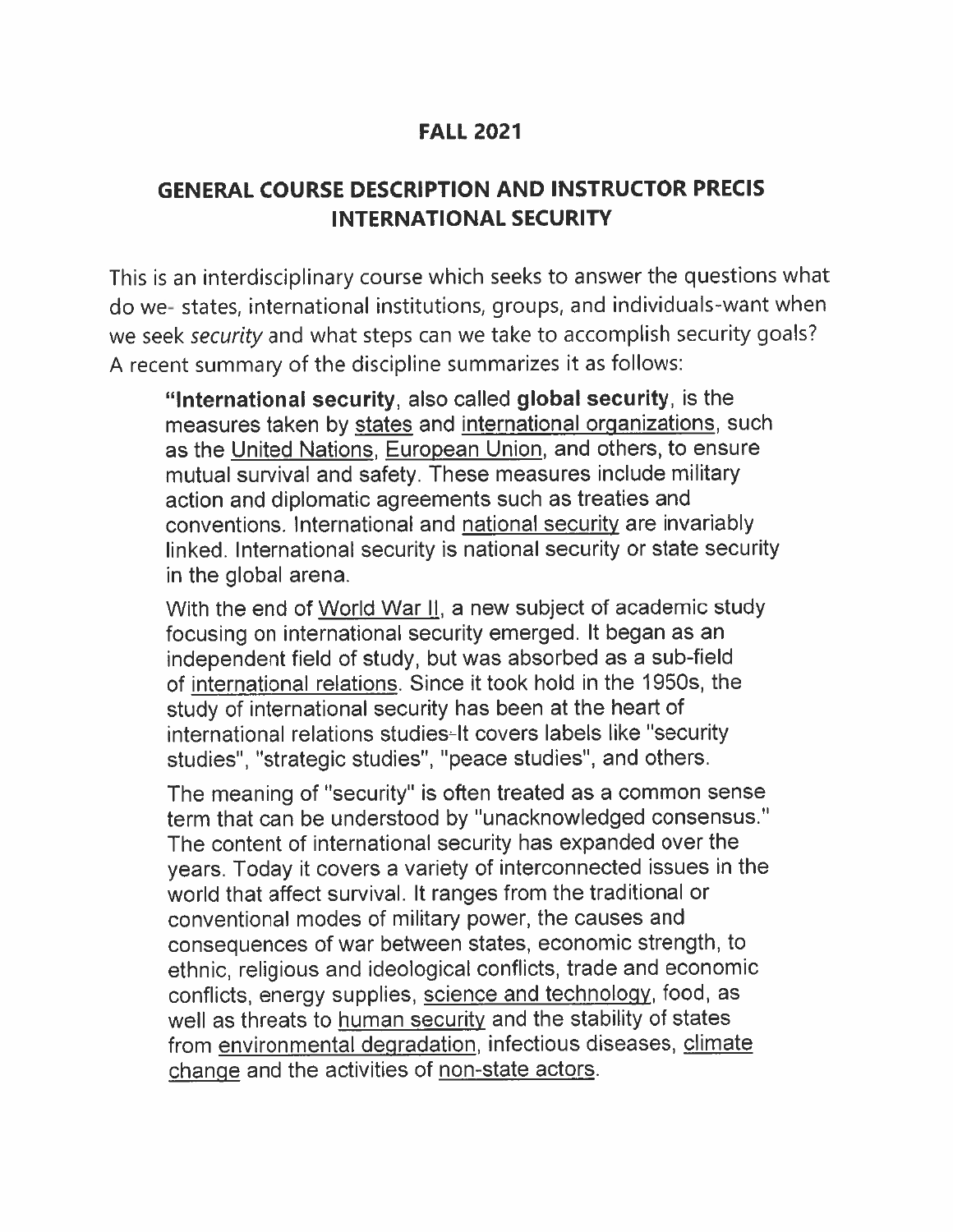# FALL 2021

## GENERAL COURSE DESCRIPTION AND INSTRUCTOR PRECIS INTERNATIONAL SECURITY

This is an interdisciplinary course which seeks to answer the questions what do we- states, international institutions, groups, and individuals-want when we seek *security* and what steps can we take to accomplish security goals? A recent summary of the discipline summarizes it as follows:

> "**International security**, also called **global security**, is the measures taken by states and international organizations, such as the United Nations, European Union, and others, to ensure mutual survival and safety. These measures include military action and diplomatic agreements such as treaties and conventions. International and national security are invariably linked. International security is national security or state security in the global arena.
>
> With the end of World War II, a new subject of academic study focusing on international security emerged. It began as an independent field of study, but was absorbed as a sub-field of international relations. Since it took hold in the 1950s, the study of international security has been at the heart of international relations studies-It covers labels like "security studies", "strategic studies", "peace studies", and others.
>
> The meaning of "security" is often treated as a common sense term that can be understood by "unacknowledged consensus." The content of international security has expanded over the years. Today it covers a variety of interconnected issues in the world that affect survival. It ranges from the traditional or conventional modes of military power, the causes and consequences of war between states, economic strength, to ethnic, religious and ideological conflicts, trade and economic conflicts, energy supplies, science and technology, food, as well as threats to human security and the stability of states from environmental degradation, infectious diseases, climate change and the activities of non-state actors.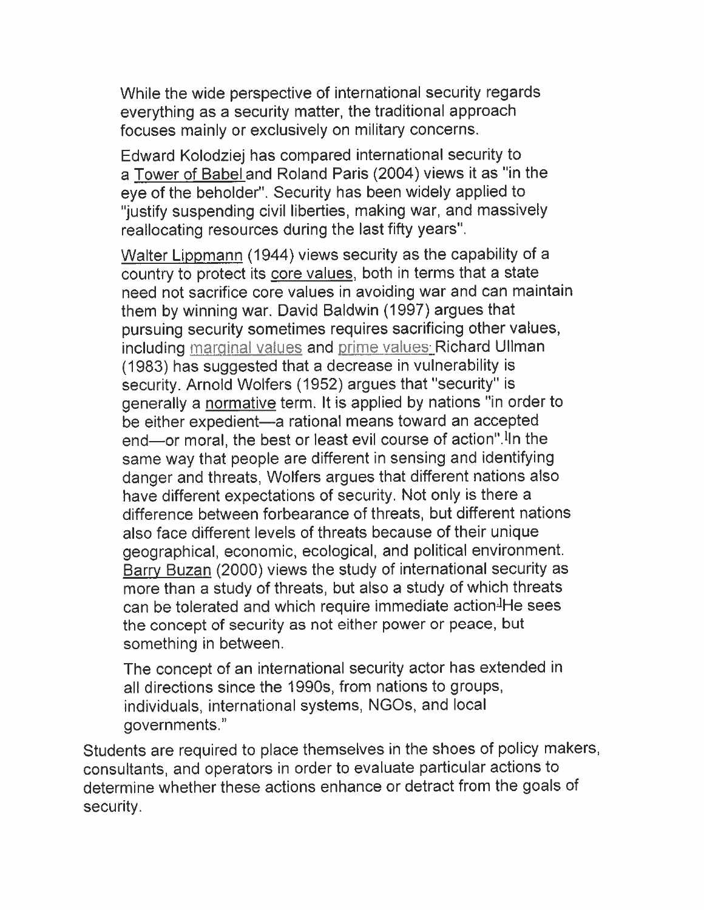While the wide perspective of international security regards everything as a security matter, the traditional approach focuses mainly or exclusively on military concerns.

Edward Kolodziej has compared international security to a Tower of Babel and Roland Paris (2004) views it as "in the eye of the beholder". Security has been widely applied to "justify suspending civil liberties, making war, and massively reallocating resources during the last fifty years".

Walter Lippmann (1944) views security as the capability of a country to protect its core values, both in terms that a state need not sacrifice core values in avoiding war and can maintain them by winning war. David Baldwin (1997) argues that pursuing security sometimes requires sacrificing other values, including marginal values and prime values. Richard Ullman (1983) has suggested that a decrease in vulnerability is security. Arnold Wolfers (1952) argues that "security" is generally a normative term. It is applied by nations "in order to be either expedient—a rational means toward an accepted end—or moral, the best or least evil course of action".[] In the same way that people are different in sensing and identifying danger and threats, Wolfers argues that different nations also have different expectations of security. Not only is there a difference between forbearance of threats, but different nations also face different levels of threats because of their unique geographical, economic, ecological, and political environment. Barry Buzan (2000) views the study of international security as more than a study of threats, but also a study of which threats can be tolerated and which require immediate action.[] He sees the concept of security as not either power or peace, but something in between.

The concept of an international security actor has extended in all directions since the 1990s, from nations to groups, individuals, international systems, NGOs, and local governments."

Students are required to place themselves in the shoes of policy makers, consultants, and operators in order to evaluate particular actions to determine whether these actions enhance or detract from the goals of security.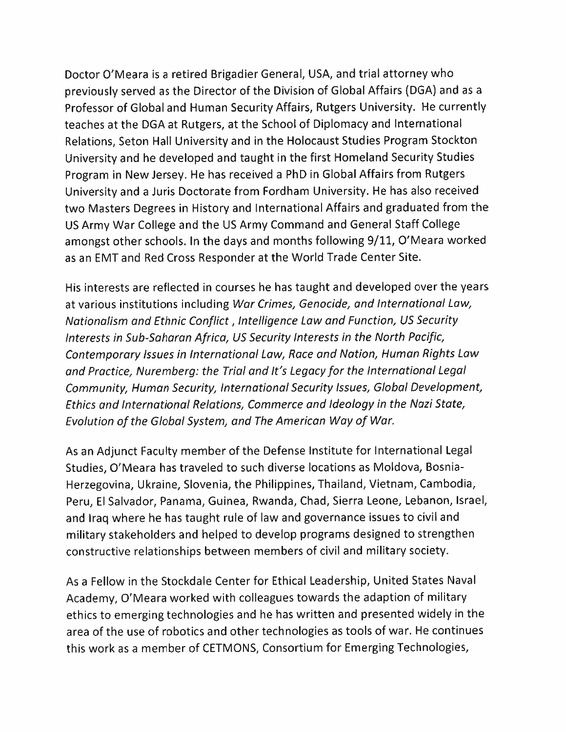Doctor O'Meara is a retired Brigadier General, USA, and trial attorney who previously served as the Director of the Division of Global Affairs (DGA) and as a Professor of Global and Human Security Affairs, Rutgers University. He currently teaches at the DGA at Rutgers, at the School of Diplomacy and International Relations, Seton Hall University and in the Holocaust Studies Program Stockton University and he developed and taught in the first Homeland Security Studies Program in New Jersey. He has received a PhD in Global Affairs from Rutgers University and a Juris Doctorate from Fordham University. He has also received two Masters Degrees in History and International Affairs and graduated from the US Army War College and the US Army Command and General Staff College amongst other schools. In the days and months following 9/11, O'Meara worked as an EMT and Red Cross Responder at the World Trade Center Site.

His interests are reflected in courses he has taught and developed over the years at various institutions including *War Crimes, Genocide, and International Law, Nationalism and Ethnic Conflict , Intelligence Law and Function, US Security Interests in Sub-Saharan Africa, US Security Interests in the North Pacific, Contemporary Issues in International Law, Race and Nation, Human Rights Law and Practice, Nuremberg: the Trial and It's Legacy for the International Legal Community, Human Security, International Security Issues, Global Development, Ethics and International Relations, Commerce and Ideology in the Nazi State, Evolution of the Global System, and The American Way of War.*

As an Adjunct Faculty member of the Defense Institute for International Legal Studies, O'Meara has traveled to such diverse locations as Moldova, Bosnia-Herzegovina, Ukraine, Slovenia, the Philippines, Thailand, Vietnam, Cambodia, Peru, El Salvador, Panama, Guinea, Rwanda, Chad, Sierra Leone, Lebanon, Israel, and Iraq where he has taught rule of law and governance issues to civil and military stakeholders and helped to develop programs designed to strengthen constructive relationships between members of civil and military society.

As a Fellow in the Stockdale Center for Ethical Leadership, United States Naval Academy, O'Meara worked with colleagues towards the adaption of military ethics to emerging technologies and he has written and presented widely in the area of the use of robotics and other technologies as tools of war. He continues this work as a member of CETMONS, Consortium for Emerging Technologies,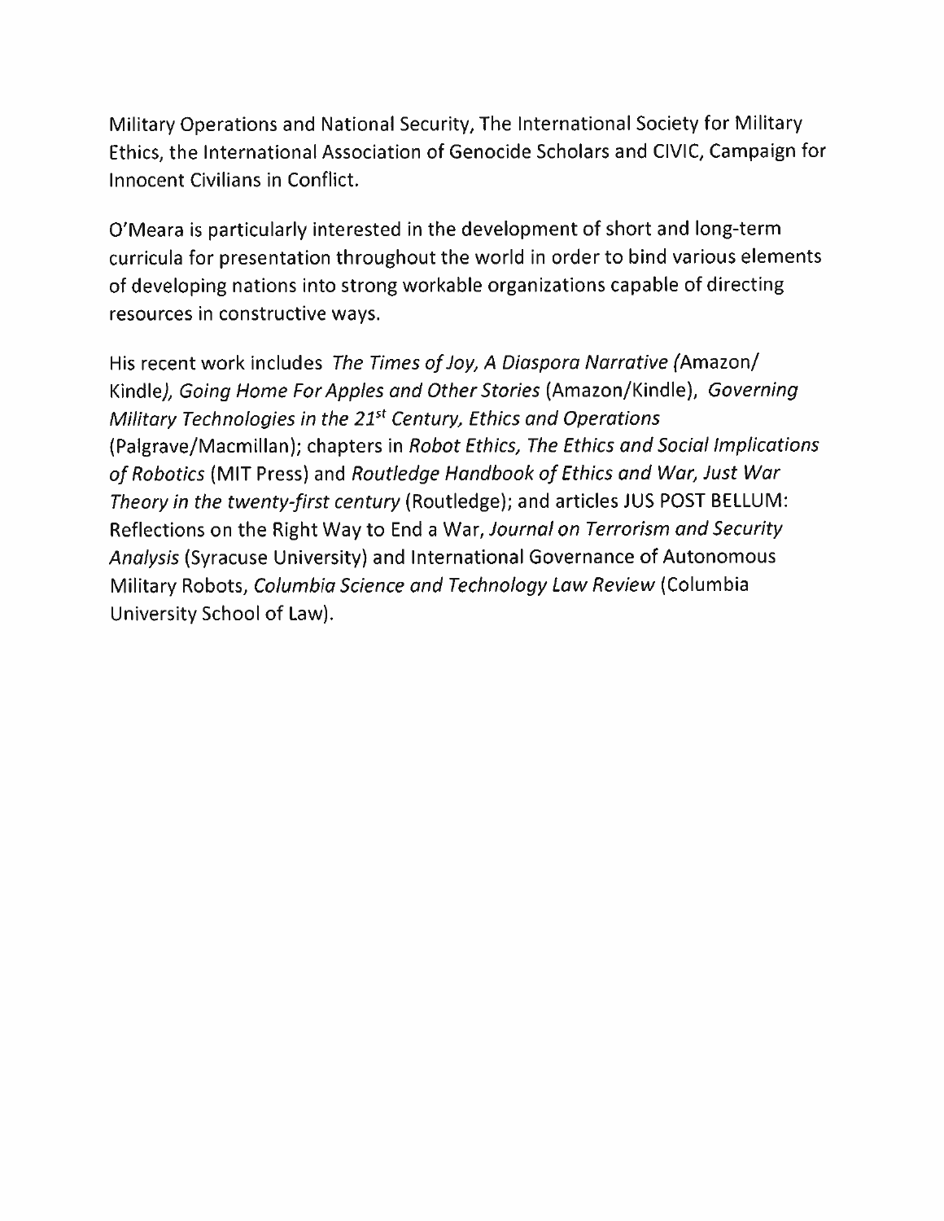Military Operations and National Security, The International Society for Military Ethics, the International Association of Genocide Scholars and CIVIC, Campaign for Innocent Civilians in Conflict.

O'Meara is particularly interested in the development of short and long-term curricula for presentation throughout the world in order to bind various elements of developing nations into strong workable organizations capable of directing resources in constructive ways.

His recent work includes *The Times of Joy, A Diaspora Narrative (*Amazon/ Kindle*), Going Home For Apples and Other Stories* (Amazon/Kindle), *Governing Military Technologies in the 21st Century, Ethics and Operations* (Palgrave/Macmillan); chapters in *Robot Ethics, The Ethics and Social Implications of Robotics* (MIT Press) and *Routledge Handbook of Ethics and War, Just War Theory in the twenty-first century* (Routledge); and articles JUS POST BELLUM: Reflections on the Right Way to End a War, *Journal on Terrorism and Security Analysis* (Syracuse University) and International Governance of Autonomous Military Robots, *Columbia Science and Technology Law Review* (Columbia University School of Law).